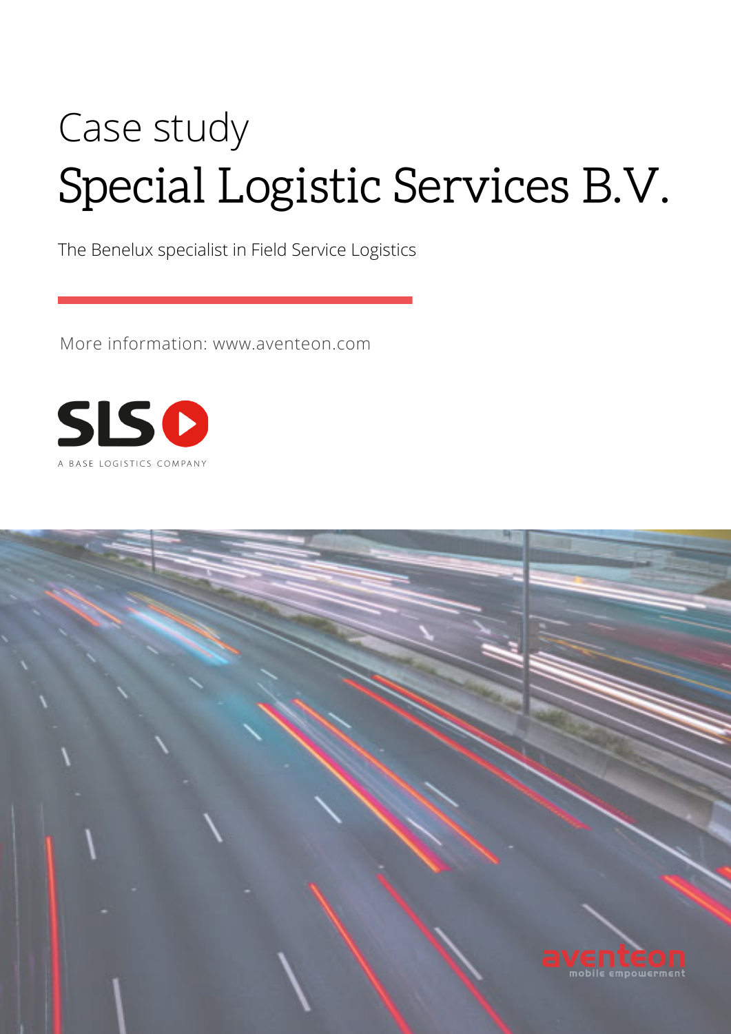# Case study

# Special Logistic Services B.V.

The Benelux specialist in Field Service Logistics

More information: www.aventeon.com

SLS

A BASE LOGISTICS COMPANY

aventeon
mobile empowerment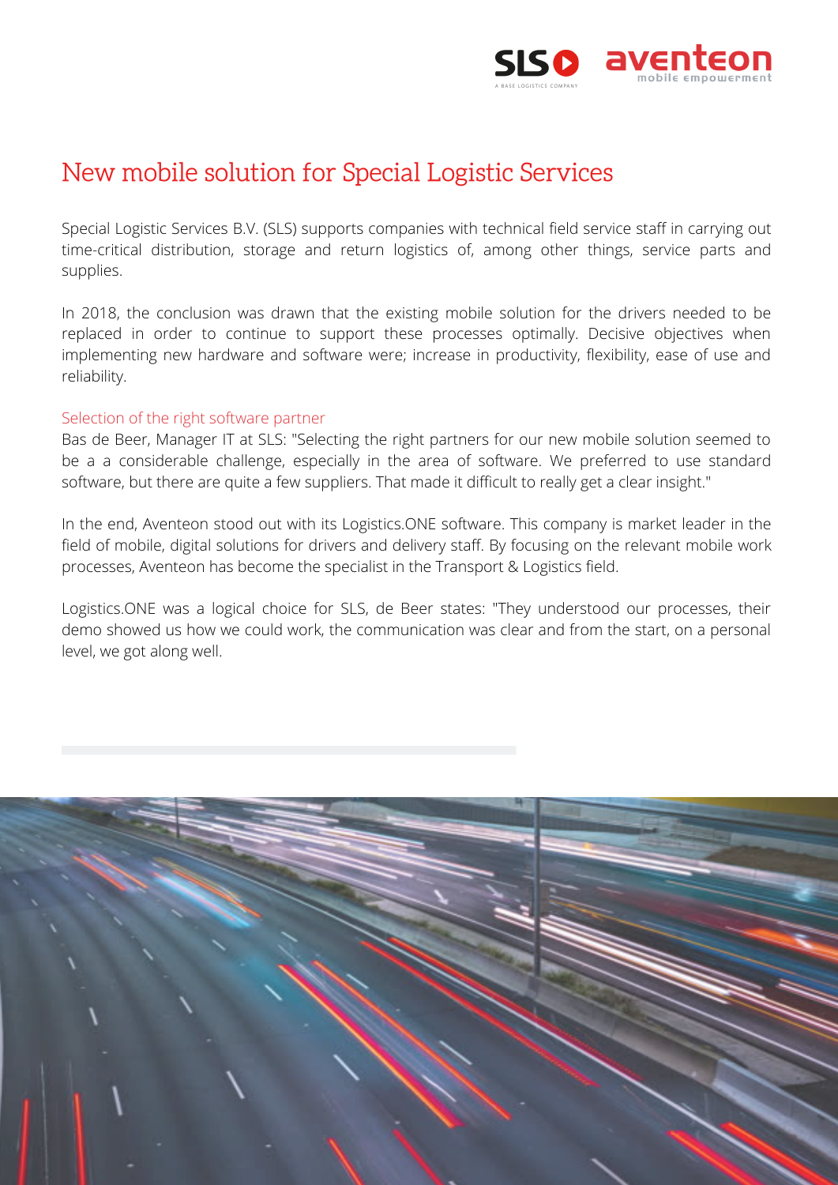# New mobile solution for Special Logistic Services

Special Logistic Services B.V. (SLS) supports companies with technical field service staff in carrying out time-critical distribution, storage and return logistics of, among other things, service parts and supplies.

In 2018, the conclusion was drawn that the existing mobile solution for the drivers needed to be replaced in order to continue to support these processes optimally. Decisive objectives when implementing new hardware and software were; increase in productivity, flexibility, ease of use and reliability.

## Selection of the right software partner

Bas de Beer, Manager IT at SLS: "Selecting the right partners for our new mobile solution seemed to be a a considerable challenge, especially in the area of software. We preferred to use standard software, but there are quite a few suppliers. That made it difficult to really get a clear insight."

In the end, Aventeon stood out with its Logistics.ONE software. This company is market leader in the field of mobile, digital solutions for drivers and delivery staff. By focusing on the relevant mobile work processes, Aventeon has become the specialist in the Transport & Logistics field.

Logistics.ONE was a logical choice for SLS, de Beer states: "They understood our processes, their demo showed us how we could work, the communication was clear and from the start, on a personal level, we got along well.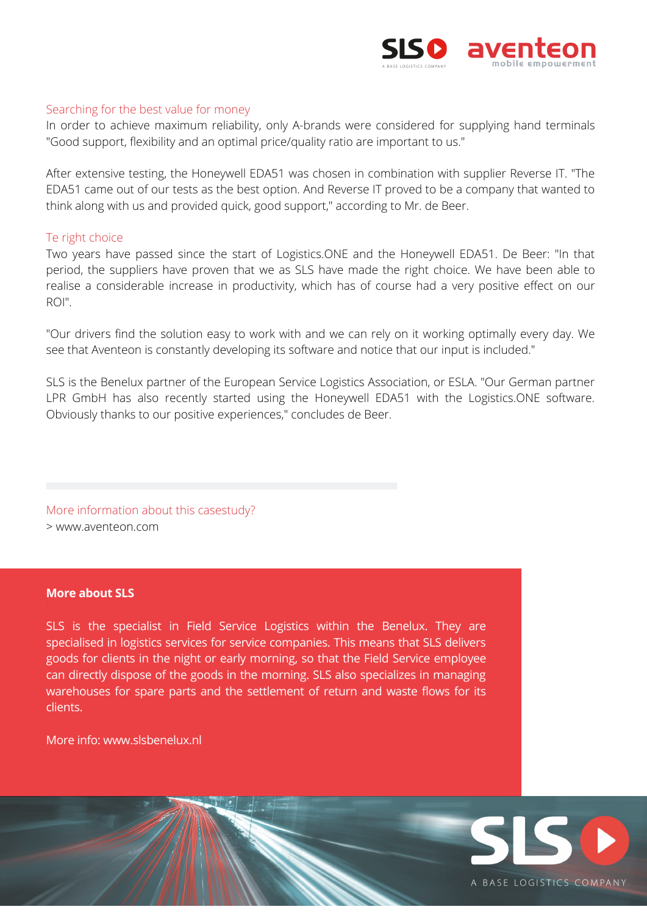## Searching for the best value for money

In order to achieve maximum reliability, only A-brands were considered for supplying hand terminals "Good support, flexibility and an optimal price/quality ratio are important to us."

After extensive testing, the Honeywell EDA51 was chosen in combination with supplier Reverse IT. "The EDA51 came out of our tests as the best option. And Reverse IT proved to be a company that wanted to think along with us and provided quick, good support," according to Mr. de Beer.

## Te right choice

Two years have passed since the start of Logistics.ONE and the Honeywell EDA51. De Beer: "In that period, the suppliers have proven that we as SLS have made the right choice. We have been able to realise a considerable increase in productivity, which has of course had a very positive effect on our ROI".

"Our drivers find the solution easy to work with and we can rely on it working optimally every day. We see that Aventeon is constantly developing its software and notice that our input is included."

SLS is the Benelux partner of the European Service Logistics Association, or ESLA. "Our German partner LPR GmbH has also recently started using the Honeywell EDA51 with the Logistics.ONE software. Obviously thanks to our positive experiences," concludes de Beer.

## More information about this casestudy?

> www.aventeon.com

**More about SLS**

SLS is the specialist in Field Service Logistics within the Benelux. They are specialised in logistics services for service companies. This means that SLS delivers goods for clients in the night or early morning, so that the Field Service employee can directly dispose of the goods in the morning. SLS also specializes in managing warehouses for spare parts and the settlement of return and waste flows for its clients.

More info: www.slsbenelux.nl